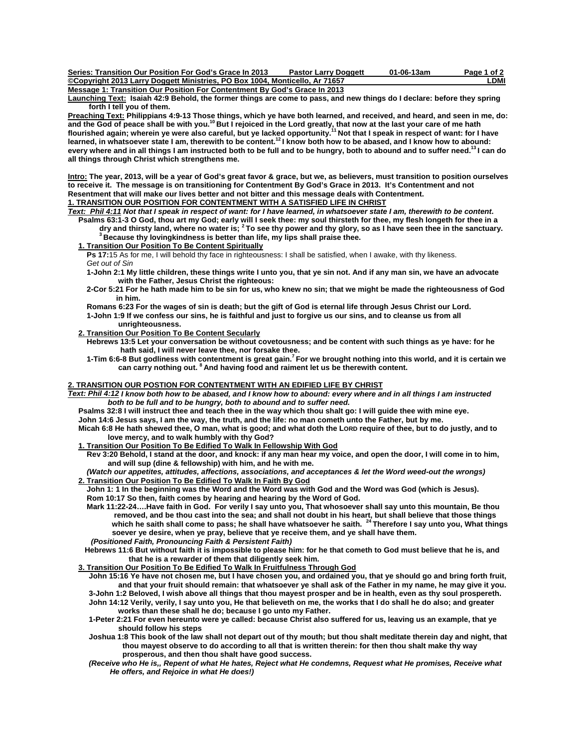**Message 1: Transition Our Position For Contentment By God's Grace In 2013**

**Launching Text:** **Isaiah 42:9 Behold, the former things are come to pass, and new things do I declare: before they spring forth I tell you of them.**

**Preaching Text:** **Philippians 4:9-13 Those things, which ye have both learned, and received, and heard, and seen in me, do: and the God of peace shall be with you.[10] But I rejoiced in the Lord greatly, that now at the last your care of me hath flourished again; wherein ye were also careful, but ye lacked opportunity.[11] Not that I speak in respect of want: for I have learned, in whatsoever state I am, therewith to be content.[12] I know both how to be abased, and I know how to abound: every where and in all things I am instructed both to be full and to be hungry, both to abound and to suffer need.[13] I can do all things through Christ which strengthens me.**

**Intro:** **The year, 2013, will be a year of God's great favor & grace, but we, as believers, must transition to position ourselves to receive it. The message is on transitioning for Contentment By God's Grace in 2013. It's Contentment and not Resentment that will make our lives better and not bitter and this message deals with Contentment.**

## 1. TRANSITION OUR POSITION FOR CONTENTMENT WITH A SATISFIED LIFE IN CHRIST

***Text: Phil 4:11 Not that I speak in respect of want: for I have learned, in whatsoever state I am, therewith to be content.***

**Psalms 63:1-3 O God, thou art my God; early will I seek thee: my soul thirsteth for thee, my flesh longeth for thee in a dry and thirsty land, where no water is; [2] To see thy power and thy glory, so as I have seen thee in the sanctuary. [3] Because thy lovingkindness is better than life, my lips shall praise thee.**

### 1. Transition Our Position To Be Content Spiritually

**Ps 17:**15 As for me, I will behold thy face in righteousness: I shall be satisfied, when I awake, with thy likeness.
*Get out of Sin*

**1-John 2:1 My little children, these things write I unto you, that ye sin not. And if any man sin, we have an advocate with the Father, Jesus Christ the righteous:**

**2-Cor 5:21 For he hath made him to be sin for us, who knew no sin; that we might be made the righteousness of God in him.**

**Romans 6:23 For the wages of sin is death; but the gift of God is eternal life through Jesus Christ our Lord.**

**1-John 1:9 If we confess our sins, he is faithful and just to forgive us our sins, and to cleanse us from all unrighteousness.**

### 2. Transition Our Position To Be Content Secularly

**Hebrews 13:5 Let your conversation be without covetousness; and be content with such things as ye have: for he hath said, I will never leave thee, nor forsake thee.**

**1-Tim 6:6-8 But godliness with contentment is great gain.[7] For we brought nothing into this world, and it is certain we can carry nothing out. [8] And having food and raiment let us be therewith content.**

## 2. TRANSITION OUR POSTION FOR CONTENTMENT WITH AN EDIFIED LIFE BY CHRIST

***Text: Phil 4:12 I know both how to be abased, and I know how to abound: every where and in all things I am instructed both to be full and to be hungry, both to abound and to suffer need.***

**Psalms 32:8 I will instruct thee and teach thee in the way which thou shalt go: I will guide thee with mine eye.**

**John 14:6 Jesus says, I am the way, the truth, and the life: no man cometh unto the Father, but by me.**

**Micah 6:8 He hath shewed thee, O man, what is good; and what doth the LORD require of thee, but to do justly, and to love mercy, and to walk humbly with thy God?**

### 1. Transition Our Position To Be Edified To Walk In Fellowship With God

**Rev 3:20 Behold, I stand at the door, and knock: if any man hear my voice, and open the door, I will come in to him, and will sup (dine & fellowship) with him, and he with me.**

***(Watch our appetites, attitudes, affections, associations, and acceptances & let the Word weed-out the wrongs)***

### 2. Transition Our Position To Be Edified To Walk In Faith By God

**John 1: 1 In the beginning was the Word and the Word was with God and the Word was God (which is Jesus).**

**Rom 10:17 So then, faith comes by hearing and hearing by the Word of God.**

**Mark 11:22-24….Have faith in God. For verily I say unto you, That whosoever shall say unto this mountain, Be thou removed, and be thou cast into the sea; and shall not doubt in his heart, but shall believe that those things which he saith shall come to pass; he shall have whatsoever he saith. [24] Therefore I say unto you, What things soever ye desire, when ye pray, believe that ye receive them, and ye shall have them.**

***(Positioned Faith, Pronouncing Faith & Persistent Faith)***

**Hebrews 11:6 But without faith it is impossible to please him: for he that cometh to God must believe that he is, and that he is a rewarder of them that diligently seek him.**

### 3. Transition Our Position To Be Edified To Walk In Fruitfulness Through God

**John 15:16 Ye have not chosen me, but I have chosen you, and ordained you, that ye should go and bring forth fruit, and that your fruit should remain: that whatsoever ye shall ask of the Father in my name, he may give it you.**

**3-John 1:2 Beloved, I wish above all things that thou mayest prosper and be in health, even as thy soul prospereth.**

**John 14:12 Verily, verily, I say unto you, He that believeth on me, the works that I do shall he do also; and greater works than these shall he do; because I go unto my Father.**

**1-Peter 2:21 For even hereunto were ye called: because Christ also suffered for us, leaving us an example, that ye should follow his steps**

**Joshua 1:8 This book of the law shall not depart out of thy mouth; but thou shalt meditate therein day and night, that thou mayest observe to do according to all that is written therein: for then thou shalt make thy way prosperous, and then thou shalt have good success.**

***(Receive who He is,, Repent of what He hates, Reject what He condemns, Request what He promises, Receive what He offers, and Rejoice in what He does!)***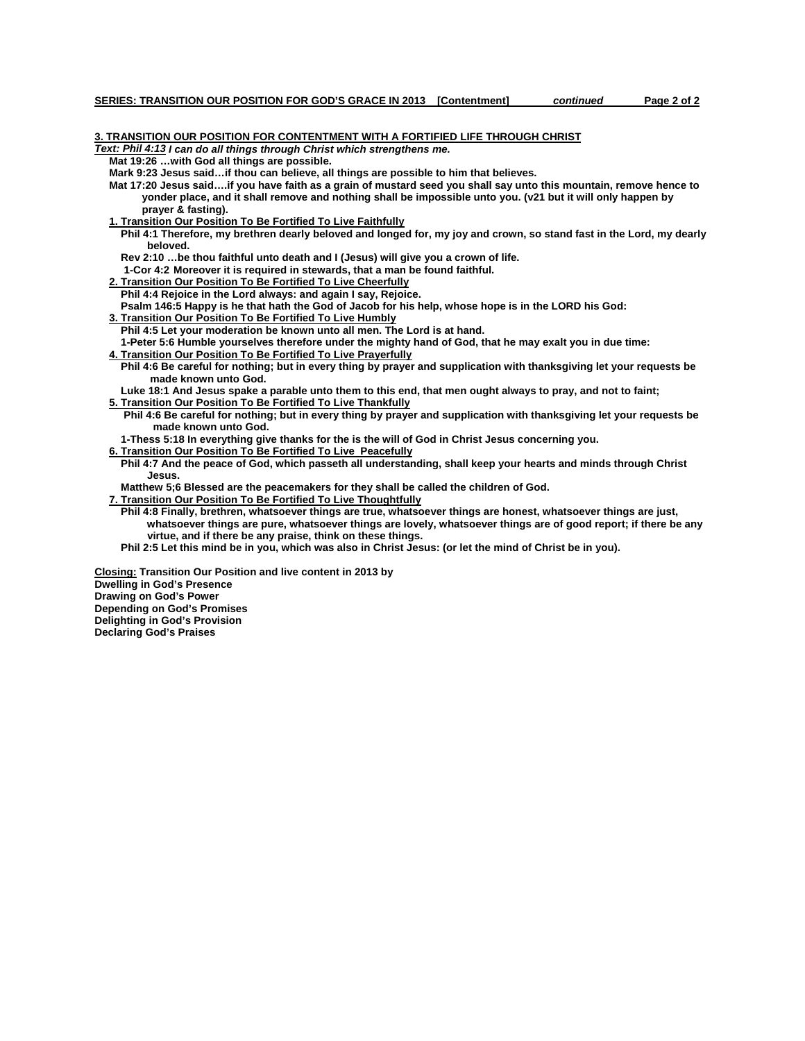**3. TRANSITION OUR POSITION FOR CONTENTMENT WITH A FORTIFIED LIFE THROUGH CHRIST**

***Text: Phil 4:13*** ***I can do all things through Christ which strengthens me.***

**Mat 19:26 …with God all things are possible.**

**Mark 9:23 Jesus said…if thou can believe, all things are possible to him that believes.**

**Mat 17:20 Jesus said….if you have faith as a grain of mustard seed you shall say unto this mountain, remove hence to yonder place, and it shall remove and nothing shall be impossible unto you. (v21 but it will only happen by prayer & fasting).**

**1. Transition Our Position To Be Fortified To Live Faithfully**

**Phil 4:1 Therefore, my brethren dearly beloved and longed for, my joy and crown, so stand fast in the Lord, my dearly beloved.**

**Rev 2:10 …be thou faithful unto death and I (Jesus) will give you a crown of life.**

**1-Cor 4:2 Moreover it is required in stewards, that a man be found faithful.**

**2. Transition Our Position To Be Fortified To Live Cheerfully**

**Phil 4:4 Rejoice in the Lord always: and again I say, Rejoice.**

**Psalm 146:5 Happy is he that hath the God of Jacob for his help, whose hope is in the LORD his God:**

**3. Transition Our Position To Be Fortified To Live Humbly**

**Phil 4:5 Let your moderation be known unto all men. The Lord is at hand.**

**1-Peter 5:6 Humble yourselves therefore under the mighty hand of God, that he may exalt you in due time:**

**4. Transition Our Position To Be Fortified To Live Prayerfully**

**Phil 4:6 Be careful for nothing; but in every thing by prayer and supplication with thanksgiving let your requests be made known unto God.**

**Luke 18:1 And Jesus spake a parable unto them to this end, that men ought always to pray, and not to faint;**

**5. Transition Our Position To Be Fortified To Live Thankfully**

**Phil 4:6 Be careful for nothing; but in every thing by prayer and supplication with thanksgiving let your requests be made known unto God.**

**1-Thess 5:18 In everything give thanks for the is the will of God in Christ Jesus concerning you.**

**6. Transition Our Position To Be Fortified To Live Peacefully**

**Phil 4:7 And the peace of God, which passeth all understanding, shall keep your hearts and minds through Christ Jesus.**

**Matthew 5;6 Blessed are the peacemakers for they shall be called the children of God.**

**7. Transition Our Position To Be Fortified To Live Thoughtfully**

**Phil 4:8 Finally, brethren, whatsoever things are true, whatsoever things are honest, whatsoever things are just, whatsoever things are pure, whatsoever things are lovely, whatsoever things are of good report; if there be any virtue, and if there be any praise, think on these things.**

**Phil 2:5 Let this mind be in you, which was also in Christ Jesus: (or let the mind of Christ be in you).**

**Closing:** **Transition Our Position and live content in 2013 by**
**Dwelling in God's Presence**
**Drawing on God's Power**
**Depending on God's Promises**
**Delighting in God's Provision**
**Declaring God's Praises**